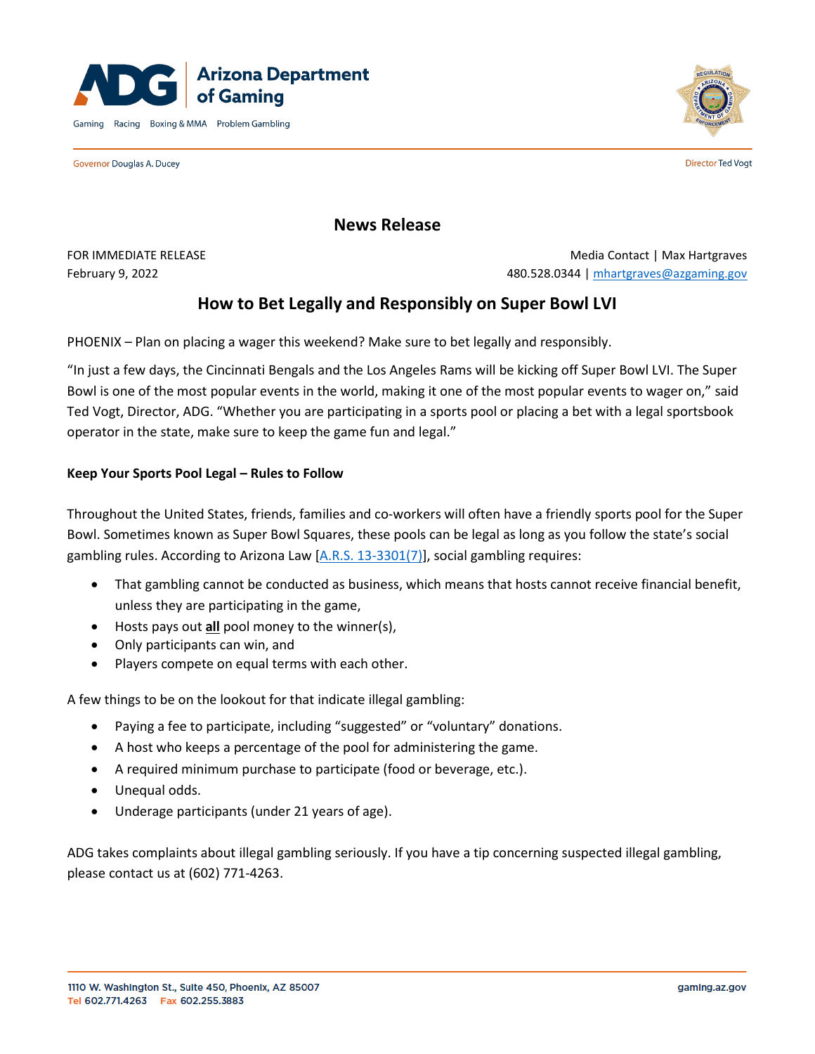Arizona Department of Gaming

Gaming Racing Boxing & MMA Problem Gambling

Governor Douglas A. Ducey

Director Ted Vogt

## News Release

FOR IMMEDIATE RELEASE
February 9, 2022

Media Contact | Max Hartgraves
480.528.0344 | mhartgraves@azgaming.gov

# How to Bet Legally and Responsibly on Super Bowl LVI

PHOENIX – Plan on placing a wager this weekend? Make sure to bet legally and responsibly.

"In just a few days, the Cincinnati Bengals and the Los Angeles Rams will be kicking off Super Bowl LVI. The Super Bowl is one of the most popular events in the world, making it one of the most popular events to wager on," said Ted Vogt, Director, ADG. "Whether you are participating in a sports pool or placing a bet with a legal sportsbook operator in the state, make sure to keep the game fun and legal."

**Keep Your Sports Pool Legal – Rules to Follow**

Throughout the United States, friends, families and co-workers will often have a friendly sports pool for the Super Bowl. Sometimes known as Super Bowl Squares, these pools can be legal as long as you follow the state's social gambling rules. According to Arizona Law [A.R.S. 13-3301(7)], social gambling requires:

- That gambling cannot be conducted as business, which means that hosts cannot receive financial benefit, unless they are participating in the game,
- Hosts pays out **all** pool money to the winner(s),
- Only participants can win, and
- Players compete on equal terms with each other.

A few things to be on the lookout for that indicate illegal gambling:

- Paying a fee to participate, including "suggested" or "voluntary" donations.
- A host who keeps a percentage of the pool for administering the game.
- A required minimum purchase to participate (food or beverage, etc.).
- Unequal odds.
- Underage participants (under 21 years of age).

ADG takes complaints about illegal gambling seriously. If you have a tip concerning suspected illegal gambling, please contact us at (602) 771-4263.

1110 W. Washington St., Suite 450, Phoenix, AZ 85007
Tel 602.771.4263 Fax 602.255.3883
gaming.az.gov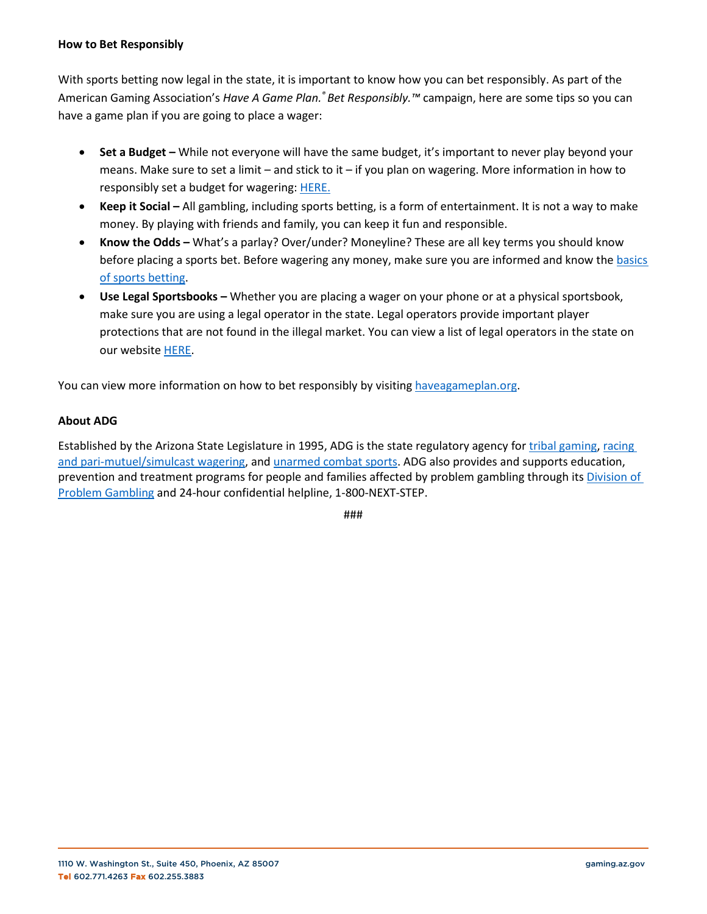**How to Bet Responsibly**

With sports betting now legal in the state, it is important to know how you can bet responsibly. As part of the American Gaming Association's *Have A Game Plan.® Bet Responsibly.™* campaign, here are some tips so you can have a game plan if you are going to place a wager:

- **Set a Budget –** While not everyone will have the same budget, it's important to never play beyond your means. Make sure to set a limit – and stick to it – if you plan on wagering. More information in how to responsibly set a budget for wagering: HERE.
- **Keep it Social –** All gambling, including sports betting, is a form of entertainment. It is not a way to make money. By playing with friends and family, you can keep it fun and responsible.
- **Know the Odds –** What's a parlay? Over/under? Moneyline? These are all key terms you should know before placing a sports bet. Before wagering any money, make sure you are informed and know the basics of sports betting.
- **Use Legal Sportsbooks –** Whether you are placing a wager on your phone or at a physical sportsbook, make sure you are using a legal operator in the state. Legal operators provide important player protections that are not found in the illegal market. You can view a list of legal operators in the state on our website HERE.

You can view more information on how to bet responsibly by visiting haveagameplan.org.

**About ADG**

Established by the Arizona State Legislature in 1995, ADG is the state regulatory agency for tribal gaming, racing and pari-mutuel/simulcast wagering, and unarmed combat sports. ADG also provides and supports education, prevention and treatment programs for people and families affected by problem gambling through its Division of Problem Gambling and 24-hour confidential helpline, 1-800-NEXT-STEP.

###

1110 W. Washington St., Suite 450, Phoenix, AZ 85007
Tel 602.771.4263 Fax 602.255.3883

gaming.az.gov